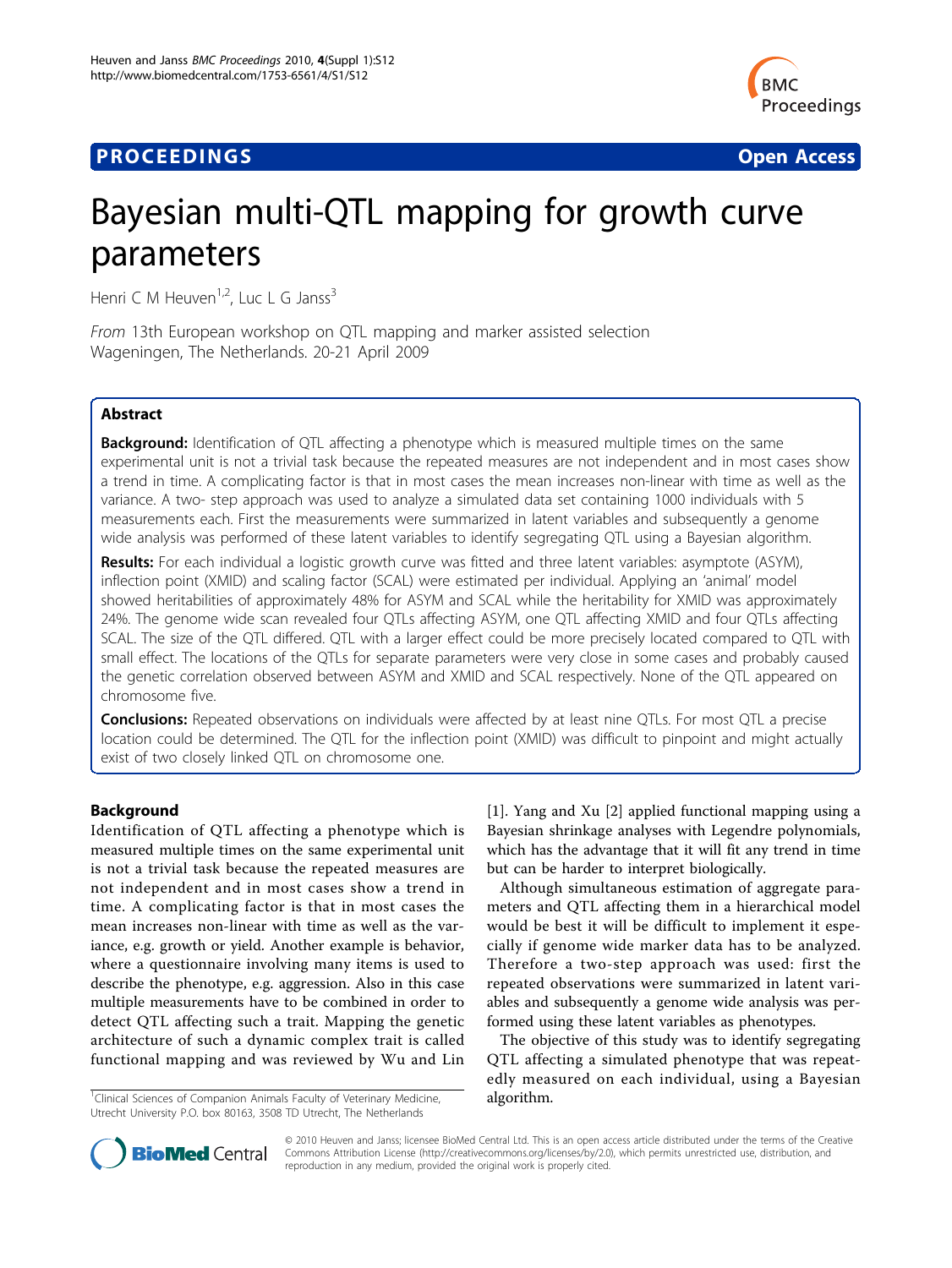**PROCEEDINGS** **Open Access**

# Bayesian multi-QTL mapping for growth curve parameters

Henri C M Heuven[1,2], Luc L G Janss[3]

*From* 13th European workshop on QTL mapping and marker assisted selection
Wageningen, The Netherlands. 20-21 April 2009

## Abstract

**Background:** Identification of QTL affecting a phenotype which is measured multiple times on the same experimental unit is not a trivial task because the repeated measures are not independent and in most cases show a trend in time. A complicating factor is that in most cases the mean increases non-linear with time as well as the variance. A two- step approach was used to analyze a simulated data set containing 1000 individuals with 5 measurements each. First the measurements were summarized in latent variables and subsequently a genome wide analysis was performed of these latent variables to identify segregating QTL using a Bayesian algorithm.

**Results:** For each individual a logistic growth curve was fitted and three latent variables: asymptote (ASYM), inflection point (XMID) and scaling factor (SCAL) were estimated per individual. Applying an 'animal' model showed heritabilities of approximately 48% for ASYM and SCAL while the heritability for XMID was approximately 24%. The genome wide scan revealed four QTLs affecting ASYM, one QTL affecting XMID and four QTLs affecting SCAL. The size of the QTL differed. QTL with a larger effect could be more precisely located compared to QTL with small effect. The locations of the QTLs for separate parameters were very close in some cases and probably caused the genetic correlation observed between ASYM and XMID and SCAL respectively. None of the QTL appeared on chromosome five.

**Conclusions:** Repeated observations on individuals were affected by at least nine QTLs. For most QTL a precise location could be determined. The QTL for the inflection point (XMID) was difficult to pinpoint and might actually exist of two closely linked QTL on chromosome one.

## Background

Identification of QTL affecting a phenotype which is measured multiple times on the same experimental unit is not a trivial task because the repeated measures are not independent and in most cases show a trend in time. A complicating factor is that in most cases the mean increases non-linear with time as well as the variance, e.g. growth or yield. Another example is behavior, where a questionnaire involving many items is used to describe the phenotype, e.g. aggression. Also in this case multiple measurements have to be combined in order to detect QTL affecting such a trait. Mapping the genetic architecture of such a dynamic complex trait is called functional mapping and was reviewed by Wu and Lin [1]. Yang and Xu [2] applied functional mapping using a Bayesian shrinkage analyses with Legendre polynomials, which has the advantage that it will fit any trend in time but can be harder to interpret biologically.

Although simultaneous estimation of aggregate parameters and QTL affecting them in a hierarchical model would be best it will be difficult to implement it especially if genome wide marker data has to be analyzed. Therefore a two-step approach was used: first the repeated observations were summarized in latent variables and subsequently a genome wide analysis was performed using these latent variables as phenotypes.

The objective of this study was to identify segregating QTL affecting a simulated phenotype that was repeatedly measured on each individual, using a Bayesian algorithm.

[1]Clinical Sciences of Companion Animals Faculty of Veterinary Medicine, Utrecht University P.O. box 80163, 3508 TD Utrecht, The Netherlands

© 2010 Heuven and Janss; licensee BioMed Central Ltd. This is an open access article distributed under the terms of the Creative Commons Attribution License (http://creativecommons.org/licenses/by/2.0), which permits unrestricted use, distribution, and reproduction in any medium, provided the original work is properly cited.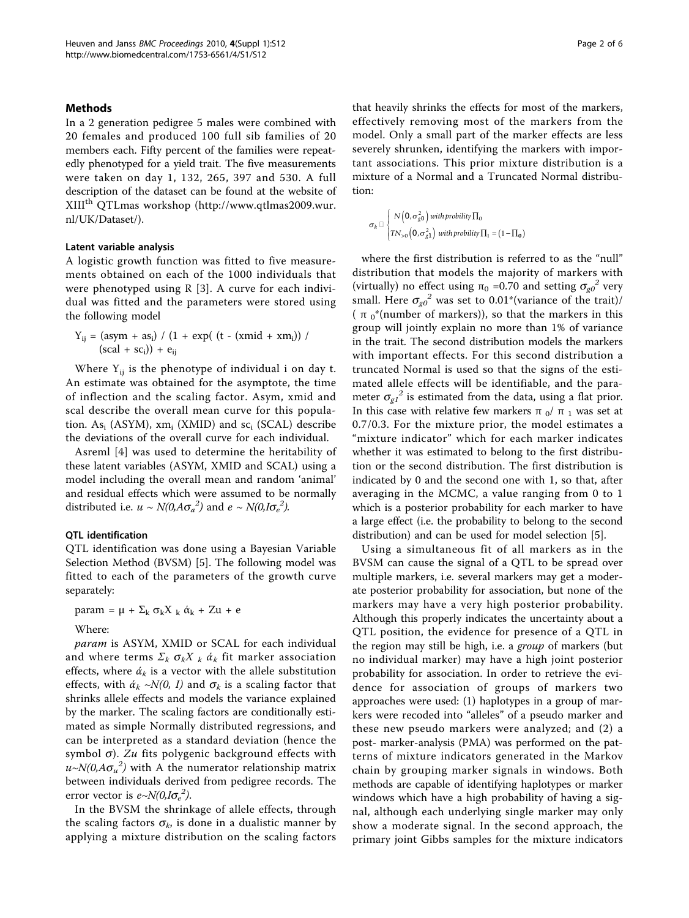## Methods

In a 2 generation pedigree 5 males were combined with 20 females and produced 100 full sib families of 20 members each. Fifty percent of the families were repeatedly phenotyped for a yield trait. The five measurements were taken on day 1, 132, 265, 397 and 530. A full description of the dataset can be found at the website of XIII[th] QTLmas workshop (http://www.qtlmas2009.wur.nl/UK/Dataset/).

### Latent variable analysis

A logistic growth function was fitted to five measurements obtained on each of the 1000 individuals that were phenotyped using R [3]. A curve for each individual was fitted and the parameters were stored using the following model

$$Y_{ij} = (asym + as_i) / (1 + \exp( (t - (xmid + xm_i)) / (scal + sc_i)) + e_{ij}$$

Where $Y_{ij}$ is the phenotype of individual i on day t. An estimate was obtained for the asymptote, the time of inflection and the scaling factor. Asym, xmid and scal describe the overall mean curve for this population. $As_i$ (ASYM), $xm_i$ (XMID) and $sc_i$ (SCAL) describe the deviations of the overall curve for each individual.

Asreml [4] was used to determine the heritability of these latent variables (ASYM, XMID and SCAL) using a model including the overall mean and random 'animal' and residual effects which were assumed to be normally distributed i.e. $u \sim N(0,A\sigma_a^2)$ and $e \sim N(0,I\sigma_e^2)$.

### QTL identification

QTL identification was done using a Bayesian Variable Selection Method (BVSM) [5]. The following model was fitted to each of the parameters of the growth curve separately:

$$\text{param} = \mu + \Sigma_k \sigma_k X_k \acute{\alpha}_k + Zu + e$$

Where:

*param* is ASYM, XMID or SCAL for each individual and where terms $\Sigma_k \sigma_k X_k \acute{\alpha}_k$ fit marker association effects, where $\acute{\alpha}_k$ is a vector with the allele substitution effects, with $\acute{\alpha}_k \sim N(0, I)$ and $\sigma_k$ is a scaling factor that shrinks allele effects and models the variance explained by the marker. The scaling factors are conditionally estimated as simple Normally distributed regressions, and can be interpreted as a standard deviation (hence the symbol $\sigma$). *Zu* fits polygenic background effects with $u \sim N(0,A\sigma_u^2)$ with A the numerator relationship matrix between individuals derived from pedigree records. The error vector is $e \sim N(0,I\sigma_e^2)$.

In the BVSM the shrinkage of allele effects, through the scaling factors $\sigma_k$, is done in a dualistic manner by applying a mixture distribution on the scaling factors that heavily shrinks the effects for most of the markers, effectively removing most of the markers from the model. Only a small part of the marker effects are less severely shrunken, identifying the markers with important associations. This prior mixture distribution is a mixture of a Normal and a Truncated Normal distribution:

$$\sigma_k \sim \begin{cases} N\left(0, \sigma_{g0}^2\right) \text{ with probility } \Pi_0 \\ TN_{>0}\left(0, \sigma_{g1}^2\right) \text{ with probility } \Pi_1 = (1 - \Pi_0) \end{cases}$$

where the first distribution is referred to as the "null" distribution that models the majority of markers with (virtually) no effect using $\pi_0 = 0.70$ and setting $\sigma_{g0}^2$ very small. Here $\sigma_{g0}^2$ was set to 0.01*(variance of the trait)/($\pi_0$*(number of markers)), so that the markers in this group will jointly explain no more than 1% of variance in the trait. The second distribution models the markers with important effects. For this second distribution a truncated Normal is used so that the signs of the estimated allele effects will be identifiable, and the parameter $\sigma_{g1}^2$ is estimated from the data, using a flat prior. In this case with relative few markers $\pi_0/\pi_1$ was set at 0.7/0.3. For the mixture prior, the model estimates a "mixture indicator" which for each marker indicates whether it was estimated to belong to the first distribution or the second distribution. The first distribution is indicated by 0 and the second one with 1, so that, after averaging in the MCMC, a value ranging from 0 to 1 which is a posterior probability for each marker to have a large effect (i.e. the probability to belong to the second distribution) and can be used for model selection [5].

Using a simultaneous fit of all markers as in the BVSM can cause the signal of a QTL to be spread over multiple markers, i.e. several markers may get a moderate posterior probability for association, but none of the markers may have a very high posterior probability. Although this properly indicates the uncertainty about a QTL position, the evidence for presence of a QTL in the region may still be high, i.e. a *group* of markers (but no individual marker) may have a high joint posterior probability for association. In order to retrieve the evidence for association of groups of markers two approaches were used: (1) haplotypes in a group of markers were recoded into "alleles" of a pseudo marker and these new pseudo markers were analyzed; and (2) a post- marker-analysis (PMA) was performed on the patterns of mixture indicators generated in the Markov chain by grouping marker signals in windows. Both methods are capable of identifying haplotypes or marker windows which have a high probability of having a signal, although each underlying single marker may only show a moderate signal. In the second approach, the primary joint Gibbs samples for the mixture indicators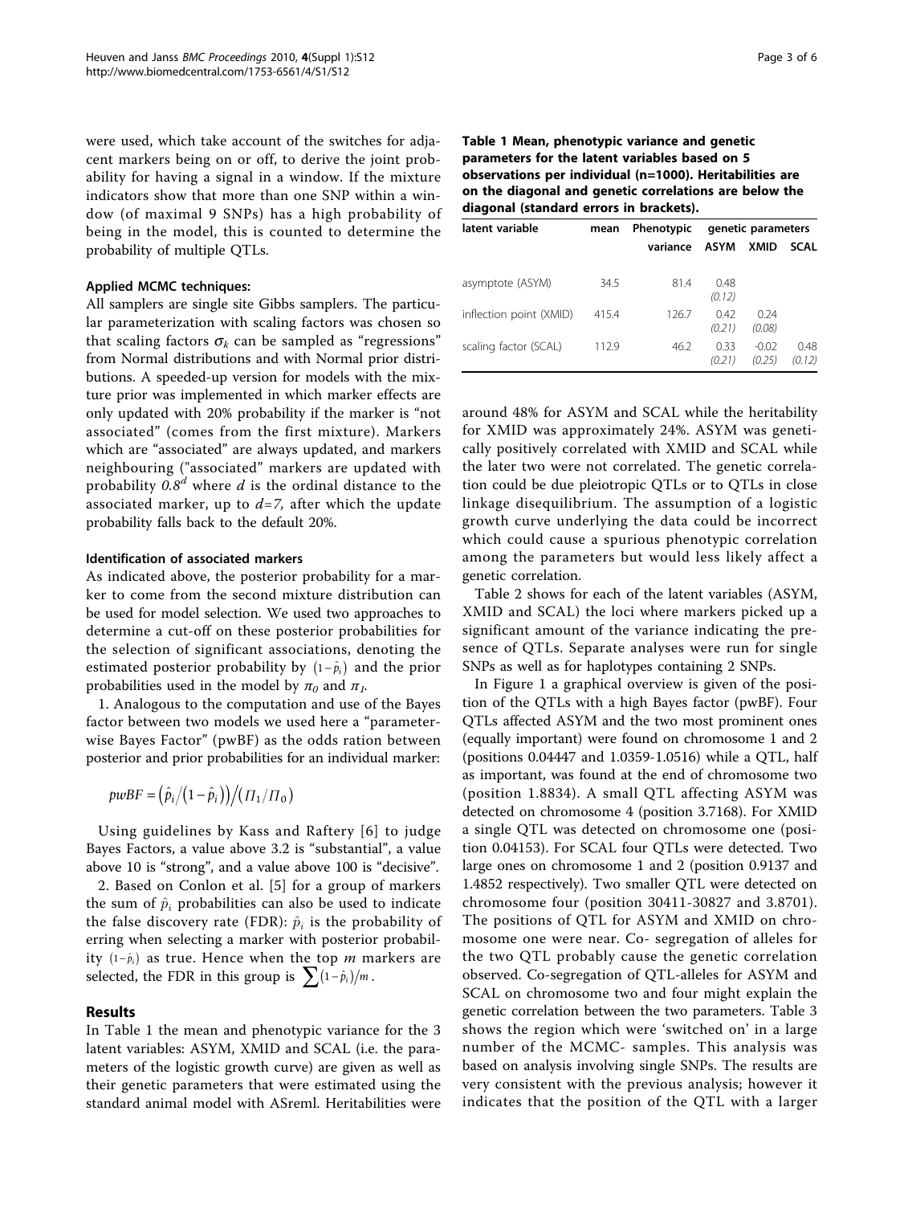were used, which take account of the switches for adjacent markers being on or off, to derive the joint probability for having a signal in a window. If the mixture indicators show that more than one SNP within a window (of maximal 9 SNPs) has a high probability of being in the model, this is counted to determine the probability of multiple QTLs.

#### Applied MCMC techniques:

All samplers are single site Gibbs samplers. The particular parameterization with scaling factors was chosen so that scaling factors $\sigma_k$ can be sampled as "regressions" from Normal distributions and with Normal prior distributions. A speeded-up version for models with the mixture prior was implemented in which marker effects are only updated with 20% probability if the marker is "not associated" (comes from the first mixture). Markers which are "associated" are always updated, and markers neighbouring ("associated" markers are updated with probability $0.8^d$ where $d$ is the ordinal distance to the associated marker, up to $d$=7, after which the update probability falls back to the default 20%.

#### Identification of associated markers

As indicated above, the posterior probability for a marker to come from the second mixture distribution can be used for model selection. We used two approaches to determine a cut-off on these posterior probabilities for the selection of significant associations, denoting the estimated posterior probability by $(1-\hat{p}_i)$ and the prior probabilities used in the model by $\pi_0$ and $\pi_1$.

1. Analogous to the computation and use of the Bayes factor between two models we used here a "parameter-wise Bayes Factor" (pwBF) as the odds ration between posterior and prior probabilities for an individual marker:

$$pwBF = \left(\hat{p}_i / \left(1-\hat{p}_i\right)\right) / \left(\Pi_1 / \Pi_0\right)$$

Using guidelines by Kass and Raftery [6] to judge Bayes Factors, a value above 3.2 is "substantial", a value above 10 is "strong", and a value above 100 is "decisive".

2. Based on Conlon et al. [5] for a group of markers the sum of $\hat{p}_i$ probabilities can also be used to indicate the false discovery rate (FDR): $\hat{p}_i$ is the probability of erring when selecting a marker with posterior probability $(1-\hat{p}_i)$ as true. Hence when the top $m$ markers are selected, the FDR in this group is $\sum(1-\hat{p}_i)/m$.

## Results

In Table 1 the mean and phenotypic variance for the 3 latent variables: ASYM, XMID and SCAL (i.e. the parameters of the logistic growth curve) are given as well as their genetic parameters that were estimated using the standard animal model with ASreml. Heritabilities were around 48% for ASYM and SCAL while the heritability for XMID was approximately 24%. ASYM was genetically positively correlated with XMID and SCAL while the later two were not correlated. The genetic correlation could be due pleiotropic QTLs or to QTLs in close linkage disequilibrium. The assumption of a logistic growth curve underlying the data could be incorrect which could cause a spurious phenotypic correlation among the parameters but would less likely affect a genetic correlation.

**Table 1 Mean, phenotypic variance and genetic parameters for the latent variables based on 5 observations per individual (n=1000). Heritabilities are on the diagonal and genetic correlations are below the diagonal (standard errors in brackets).**

| latent variable | mean | Phenotypic variance | genetic parameters | | |
|---|---|---|---|---|---|
| | | | ASYM | XMID | SCAL |
| asymptote (ASYM) | 34.5 | 81.4 | 0.48 *(0.12)* | | |
| inflection point (XMID) | 415.4 | 126.7 | 0.42 *(0.21)* | 0.24 *(0.08)* | |
| scaling factor (SCAL) | 112.9 | 46.2 | 0.33 *(0.21)* | -0.02 *(0.25)* | 0.48 *(0.12)* |

Table 2 shows for each of the latent variables (ASYM, XMID and SCAL) the loci where markers picked up a significant amount of the variance indicating the presence of QTLs. Separate analyses were run for single SNPs as well as for haplotypes containing 2 SNPs.

In Figure 1 a graphical overview is given of the position of the QTLs with a high Bayes factor (pwBF). Four QTLs affected ASYM and the two most prominent ones (equally important) were found on chromosome 1 and 2 (positions 0.04447 and 1.0359-1.0516) while a QTL, half as important, was found at the end of chromosome two (position 1.8834). A small QTL affecting ASYM was detected on chromosome 4 (position 3.7168). For XMID a single QTL was detected on chromosome one (position 0.04153). For SCAL four QTLs were detected. Two large ones on chromosome 1 and 2 (position 0.9137 and 1.4852 respectively). Two smaller QTL were detected on chromosome four (position 30411-30827 and 3.8701). The positions of QTL for ASYM and XMID on chromosome one were near. Co- segregation of alleles for the two QTL probably cause the genetic correlation observed. Co-segregation of QTL-alleles for ASYM and SCAL on chromosome two and four might explain the genetic correlation between the two parameters. Table 3 shows the region which were 'switched on' in a large number of the MCMC- samples. This analysis was based on analysis involving single SNPs. The results are very consistent with the previous analysis; however it indicates that the position of the QTL with a larger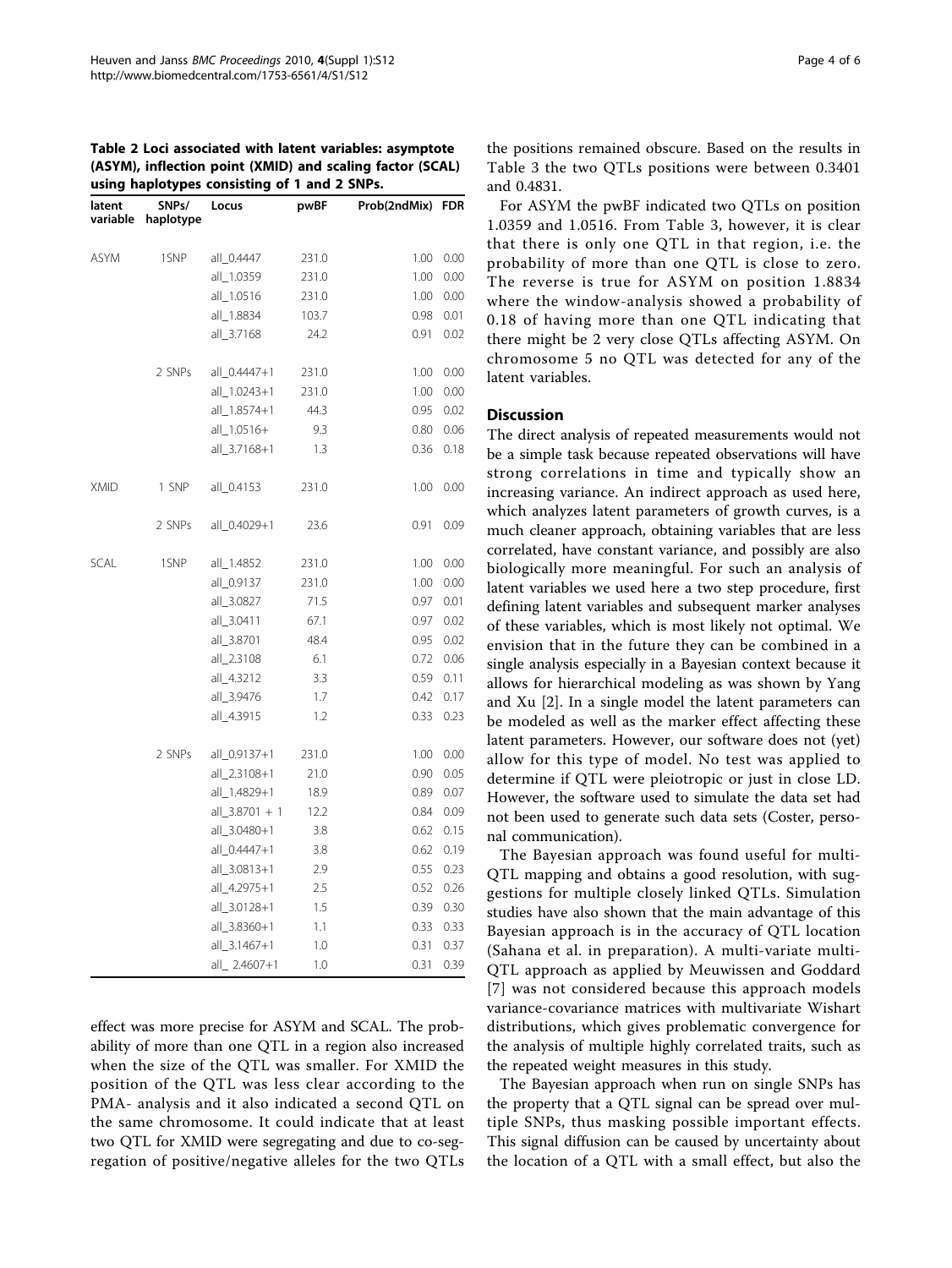**Table 2 Loci associated with latent variables: asymptote (ASYM), inflection point (XMID) and scaling factor (SCAL) using haplotypes consisting of 1 and 2 SNPs.**

| latent variable | SNPs/ haplotype | Locus | pwBF | Prob(2ndMix) | FDR |
|---|---|---|---|---|---|
| ASYM | 1SNP | all_0.4447 | 231.0 | 1.00 | 0.00 |
| | | all_1.0359 | 231.0 | 1.00 | 0.00 |
| | | all_1.0516 | 231.0 | 1.00 | 0.00 |
| | | all_1.8834 | 103.7 | 0.98 | 0.01 |
| | | all_3.7168 | 24.2 | 0.91 | 0.02 |
| | 2 SNPs | all_0.4447+1 | 231.0 | 1.00 | 0.00 |
| | | all_1.0243+1 | 231.0 | 1.00 | 0.00 |
| | | all_1.8574+1 | 44.3 | 0.95 | 0.02 |
| | | all_1.0516+ | 9.3 | 0.80 | 0.06 |
| | | all_3.7168+1 | 1.3 | 0.36 | 0.18 |
| XMID | 1 SNP | all_0.4153 | 231.0 | 1.00 | 0.00 |
| | 2 SNPs | all_0.4029+1 | 23.6 | 0.91 | 0.09 |
| SCAL | 1SNP | all_1.4852 | 231.0 | 1.00 | 0.00 |
| | | all_0.9137 | 231.0 | 1.00 | 0.00 |
| | | all_3.0827 | 71.5 | 0.97 | 0.01 |
| | | all_3.0411 | 67.1 | 0.97 | 0.02 |
| | | all_3.8701 | 48.4 | 0.95 | 0.02 |
| | | all_2.3108 | 6.1 | 0.72 | 0.06 |
| | | all_4.3212 | 3.3 | 0.59 | 0.11 |
| | | all_3.9476 | 1.7 | 0.42 | 0.17 |
| | | all_4.3915 | 1.2 | 0.33 | 0.23 |
| | 2 SNPs | all_0.9137+1 | 231.0 | 1.00 | 0.00 |
| | | all_2.3108+1 | 21.0 | 0.90 | 0.05 |
| | | all_1.4829+1 | 18.9 | 0.89 | 0.07 |
| | | all_3.8701 + 1 | 12.2 | 0.84 | 0.09 |
| | | all_3.0480+1 | 3.8 | 0.62 | 0.15 |
| | | all_0.4447+1 | 3.8 | 0.62 | 0.19 |
| | | all_3.0813+1 | 2.9 | 0.55 | 0.23 |
| | | all_4.2975+1 | 2.5 | 0.52 | 0.26 |
| | | all_3.0128+1 | 1.5 | 0.39 | 0.30 |
| | | all_3.8360+1 | 1.1 | 0.33 | 0.33 |
| | | all_3.1467+1 | 1.0 | 0.31 | 0.37 |
| | | all_ 2.4607+1 | 1.0 | 0.31 | 0.39 |

effect was more precise for ASYM and SCAL. The probability of more than one QTL in a region also increased when the size of the QTL was smaller. For XMID the position of the QTL was less clear according to the PMA- analysis and it also indicated a second QTL on the same chromosome. It could indicate that at least two QTL for XMID were segregating and due to co-segregation of positive/negative alleles for the two QTLs the positions remained obscure. Based on the results in Table 3 the two QTLs positions were between 0.3401 and 0.4831.

For ASYM the pwBF indicated two QTLs on position 1.0359 and 1.0516. From Table 3, however, it is clear that there is only one QTL in that region, i.e. the probability of more than one QTL is close to zero. The reverse is true for ASYM on position 1.8834 where the window-analysis showed a probability of 0.18 of having more than one QTL indicating that there might be 2 very close QTLs affecting ASYM. On chromosome 5 no QTL was detected for any of the latent variables.

## Discussion

The direct analysis of repeated measurements would not be a simple task because repeated observations will have strong correlations in time and typically show an increasing variance. An indirect approach as used here, which analyzes latent parameters of growth curves, is a much cleaner approach, obtaining variables that are less correlated, have constant variance, and possibly are also biologically more meaningful. For such an analysis of latent variables we used here a two step procedure, first defining latent variables and subsequent marker analyses of these variables, which is most likely not optimal. We envision that in the future they can be combined in a single analysis especially in a Bayesian context because it allows for hierarchical modeling as was shown by Yang and Xu [2]. In a single model the latent parameters can be modeled as well as the marker effect affecting these latent parameters. However, our software does not (yet) allow for this type of model. No test was applied to determine if QTL were pleiotropic or just in close LD. However, the software used to simulate the data set had not been used to generate such data sets (Coster, personal communication).

The Bayesian approach was found useful for multi-QTL mapping and obtains a good resolution, with suggestions for multiple closely linked QTLs. Simulation studies have also shown that the main advantage of this Bayesian approach is in the accuracy of QTL location (Sahana et al. in preparation). A multi-variate multi-QTL approach as applied by Meuwissen and Goddard [7] was not considered because this approach models variance-covariance matrices with multivariate Wishart distributions, which gives problematic convergence for the analysis of multiple highly correlated traits, such as the repeated weight measures in this study.

The Bayesian approach when run on single SNPs has the property that a QTL signal can be spread over multiple SNPs, thus masking possible important effects. This signal diffusion can be caused by uncertainty about the location of a QTL with a small effect, but also the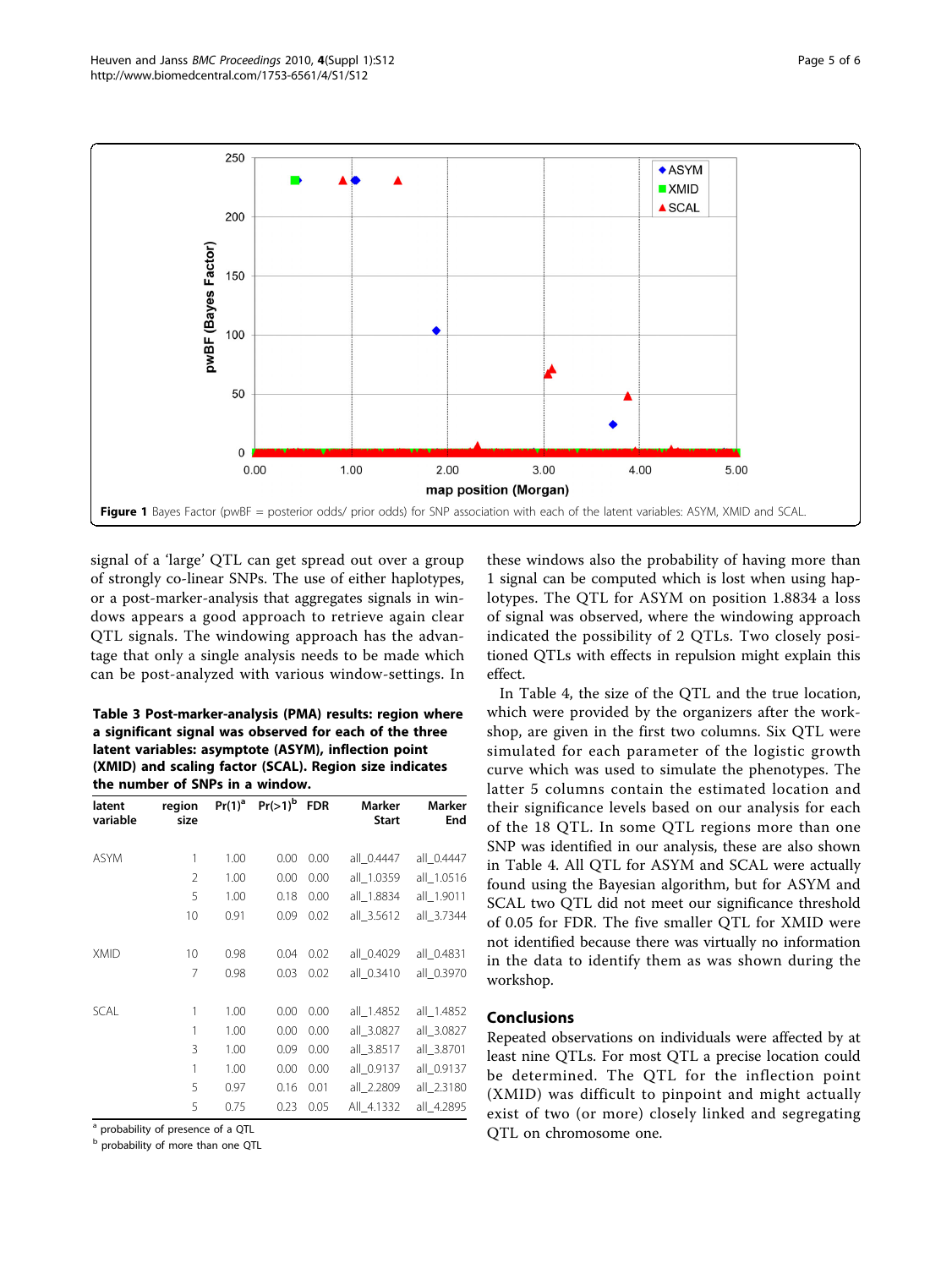Figure 1 Bayes Factor (pwBF = posterior odds/ prior odds) for SNP association with each of the latent variables: ASYM, XMID and SCAL.

signal of a 'large' QTL can get spread out over a group of strongly co-linear SNPs. The use of either haplotypes, or a post-marker-analysis that aggregates signals in windows appears a good approach to retrieve again clear QTL signals. The windowing approach has the advantage that only a single analysis needs to be made which can be post-analyzed with various window-settings. In these windows also the probability of having more than 1 signal can be computed which is lost when using haplotypes. The QTL for ASYM on position 1.8834 a loss of signal was observed, where the windowing approach indicated the possibility of 2 QTLs. Two closely positioned QTLs with effects in repulsion might explain this effect.

**Table 3 Post-marker-analysis (PMA) results: region where a significant signal was observed for each of the three latent variables: asymptote (ASYM), inflection point (XMID) and scaling factor (SCAL). Region size indicates the number of SNPs in a window.**

| latent variable | region size | Pr(1)[a] | Pr(>1)[b] | FDR | Marker Start | Marker End |
|---|---|---|---|---|---|---|
| ASYM | 1 | 1.00 | 0.00 | 0.00 | all_0.4447 | all_0.4447 |
| | 2 | 1.00 | 0.00 | 0.00 | all_1.0359 | all_1.0516 |
| | 5 | 1.00 | 0.18 | 0.00 | all_1.8834 | all_1.9011 |
| | 10 | 0.91 | 0.09 | 0.02 | all_3.5612 | all_3.7344 |
| XMID | 10 | 0.98 | 0.04 | 0.02 | all_0.4029 | all_0.4831 |
| | 7 | 0.98 | 0.03 | 0.02 | all_0.3410 | all_0.3970 |
| SCAL | 1 | 1.00 | 0.00 | 0.00 | all_1.4852 | all_1.4852 |
| | 1 | 1.00 | 0.00 | 0.00 | all_3.0827 | all_3.0827 |
| | 3 | 1.00 | 0.09 | 0.00 | all_3.8517 | all_3.8701 |
| | 1 | 1.00 | 0.00 | 0.00 | all_0.9137 | all_0.9137 |
| | 5 | 0.97 | 0.16 | 0.01 | all_2.2809 | all_2.3180 |
| | 5 | 0.75 | 0.23 | 0.05 | All_4.1332 | all_4.2895 |

[a] probability of presence of a QTL

[b] probability of more than one QTL

In Table 4, the size of the QTL and the true location, which were provided by the organizers after the workshop, are given in the first two columns. Six QTL were simulated for each parameter of the logistic growth curve which was used to simulate the phenotypes. The latter 5 columns contain the estimated location and their significance levels based on our analysis for each of the 18 QTL. In some QTL regions more than one SNP was identified in our analysis, these are also shown in Table 4. All QTL for ASYM and SCAL were actually found using the Bayesian algorithm, but for ASYM and SCAL two QTL did not meet our significance threshold of 0.05 for FDR. The five smaller QTL for XMID were not identified because there was virtually no information in the data to identify them as was shown during the workshop.

## Conclusions

Repeated observations on individuals were affected by at least nine QTLs. For most QTL a precise location could be determined. The QTL for the inflection point (XMID) was difficult to pinpoint and might actually exist of two (or more) closely linked and segregating QTL on chromosome one.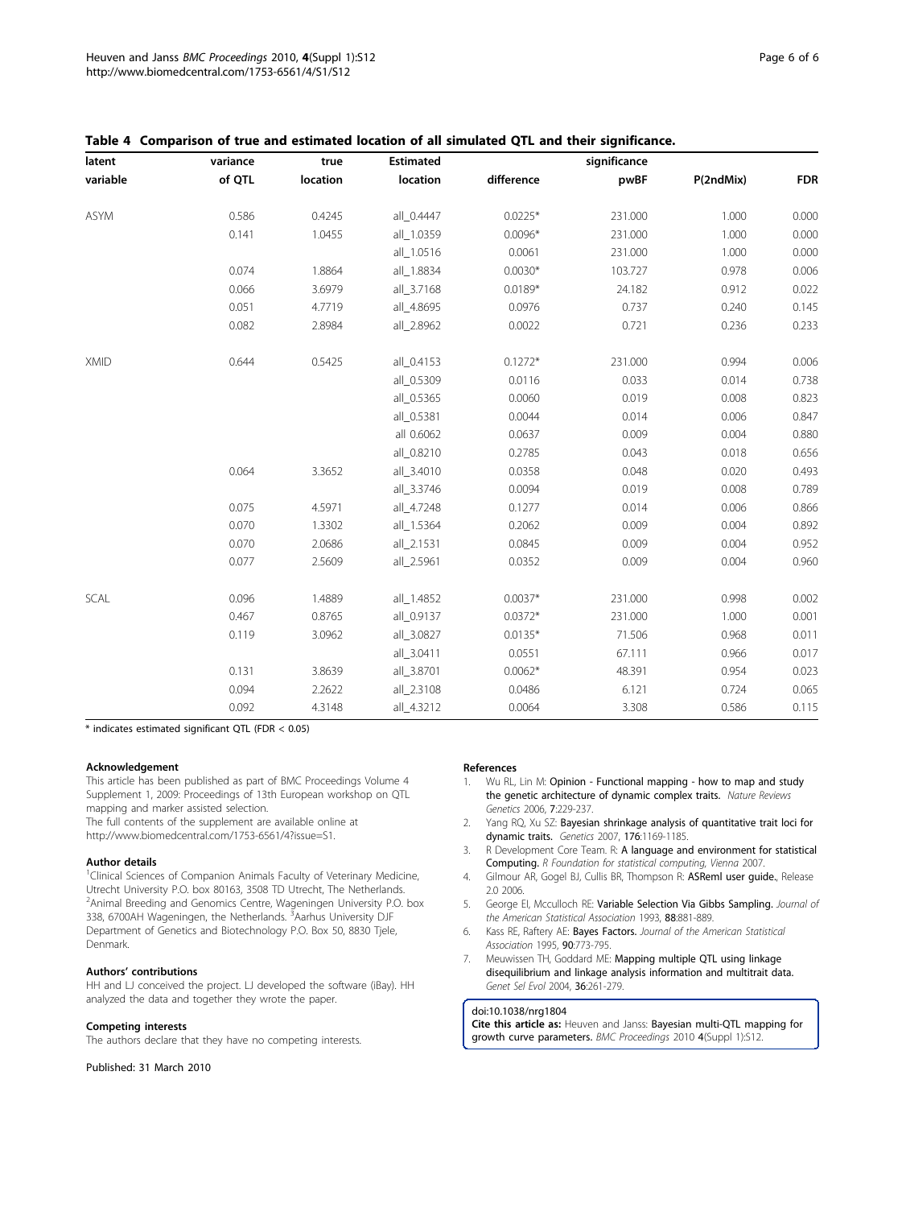**Table 4 Comparison of true and estimated location of all simulated QTL and their significance.**

| latent variable | variance of QTL | true location | Estimated location | difference | significance pwBF | P(2ndMix) | FDR |
|---|---|---|---|---|---|---|---|
| ASYM | 0.586 | 0.4245 | all_0.4447 | 0.0225* | 231.000 | 1.000 | 0.000 |
| | 0.141 | 1.0455 | all_1.0359 | 0.0096* | 231.000 | 1.000 | 0.000 |
| | | | all_1.0516 | 0.0061 | 231.000 | 1.000 | 0.000 |
| | 0.074 | 1.8864 | all_1.8834 | 0.0030* | 103.727 | 0.978 | 0.006 |
| | 0.066 | 3.6979 | all_3.7168 | 0.0189* | 24.182 | 0.912 | 0.022 |
| | 0.051 | 4.7719 | all_4.8695 | 0.0976 | 0.737 | 0.240 | 0.145 |
| | 0.082 | 2.8984 | all_2.8962 | 0.0022 | 0.721 | 0.236 | 0.233 |
| XMID | 0.644 | 0.5425 | all_0.4153 | 0.1272* | 231.000 | 0.994 | 0.006 |
| | | | all_0.5309 | 0.0116 | 0.033 | 0.014 | 0.738 |
| | | | all_0.5365 | 0.0060 | 0.019 | 0.008 | 0.823 |
| | | | all_0.5381 | 0.0044 | 0.014 | 0.006 | 0.847 |
| | | | all 0.6062 | 0.0637 | 0.009 | 0.004 | 0.880 |
| | | | all_0.8210 | 0.2785 | 0.043 | 0.018 | 0.656 |
| | 0.064 | 3.3652 | all_3.4010 | 0.0358 | 0.048 | 0.020 | 0.493 |
| | | | all_3.3746 | 0.0094 | 0.019 | 0.008 | 0.789 |
| | 0.075 | 4.5971 | all_4.7248 | 0.1277 | 0.014 | 0.006 | 0.866 |
| | 0.070 | 1.3302 | all_1.5364 | 0.2062 | 0.009 | 0.004 | 0.892 |
| | 0.070 | 2.0686 | all_2.1531 | 0.0845 | 0.009 | 0.004 | 0.952 |
| | 0.077 | 2.5609 | all_2.5961 | 0.0352 | 0.009 | 0.004 | 0.960 |
| SCAL | 0.096 | 1.4889 | all_1.4852 | 0.0037* | 231.000 | 0.998 | 0.002 |
| | 0.467 | 0.8765 | all_0.9137 | 0.0372* | 231.000 | 1.000 | 0.001 |
| | 0.119 | 3.0962 | all_3.0827 | 0.0135* | 71.506 | 0.968 | 0.011 |
| | | | all_3.0411 | 0.0551 | 67.111 | 0.966 | 0.017 |
| | 0.131 | 3.8639 | all_3.8701 | 0.0062* | 48.391 | 0.954 | 0.023 |
| | 0.094 | 2.2622 | all_2.3108 | 0.0486 | 6.121 | 0.724 | 0.065 |
| | 0.092 | 4.3148 | all_4.3212 | 0.0064 | 3.308 | 0.586 | 0.115 |

* indicates estimated significant QTL (FDR < 0.05)

#### Acknowledgement

This article has been published as part of BMC Proceedings Volume 4 Supplement 1, 2009: Proceedings of 13th European workshop on QTL mapping and marker assisted selection.
The full contents of the supplement are available online at http://www.biomedcentral.com/1753-6561/4?issue=S1.

#### Author details

[1]Clinical Sciences of Companion Animals Faculty of Veterinary Medicine, Utrecht University P.O. box 80163, 3508 TD Utrecht, The Netherlands. [2]Animal Breeding and Genomics Centre, Wageningen University P.O. box 338, 6700AH Wageningen, the Netherlands. [3]Aarhus University DJF Department of Genetics and Biotechnology P.O. Box 50, 8830 Tjele, Denmark.

#### Authors' contributions

HH and LJ conceived the project. LJ developed the software (iBay). HH analyzed the data and together they wrote the paper.

#### Competing interests

The authors declare that they have no competing interests.

Published: 31 March 2010

#### References

1. Wu RL, Lin M: **Opinion - Functional mapping - how to map and study the genetic architecture of dynamic complex traits.** *Nature Reviews Genetics* 2006, **7**:229-237.
2. Yang RQ, Xu SZ: **Bayesian shrinkage analysis of quantitative trait loci for dynamic traits.** *Genetics* 2007, **176**:1169-1185.
3. R Development Core Team. R: **A language and environment for statistical Computing.** *R Foundation for statistical computing, Vienna* 2007.
4. Gilmour AR, Gogel BJ, Cullis BR, Thompson R: **ASReml user guide.**, Release 2.0 2006.
5. George EI, Mcculloch RE: **Variable Selection Via Gibbs Sampling.** *Journal of the American Statistical Association* 1993, **88**:881-889.
6. Kass RE, Raftery AE: **Bayes Factors.** *Journal of the American Statistical Association* 1995, **90**:773-795.
7. Meuwissen TH, Goddard ME: **Mapping multiple QTL using linkage disequilibrium and linkage analysis information and multitrait data.** *Genet Sel Evol* 2004, **36**:261-279.

doi:10.1038/nrg1804
**Cite this article as:** Heuven and Janss: Bayesian multi-QTL mapping for growth curve parameters. *BMC Proceedings* 2010 **4**(Suppl 1):S12.